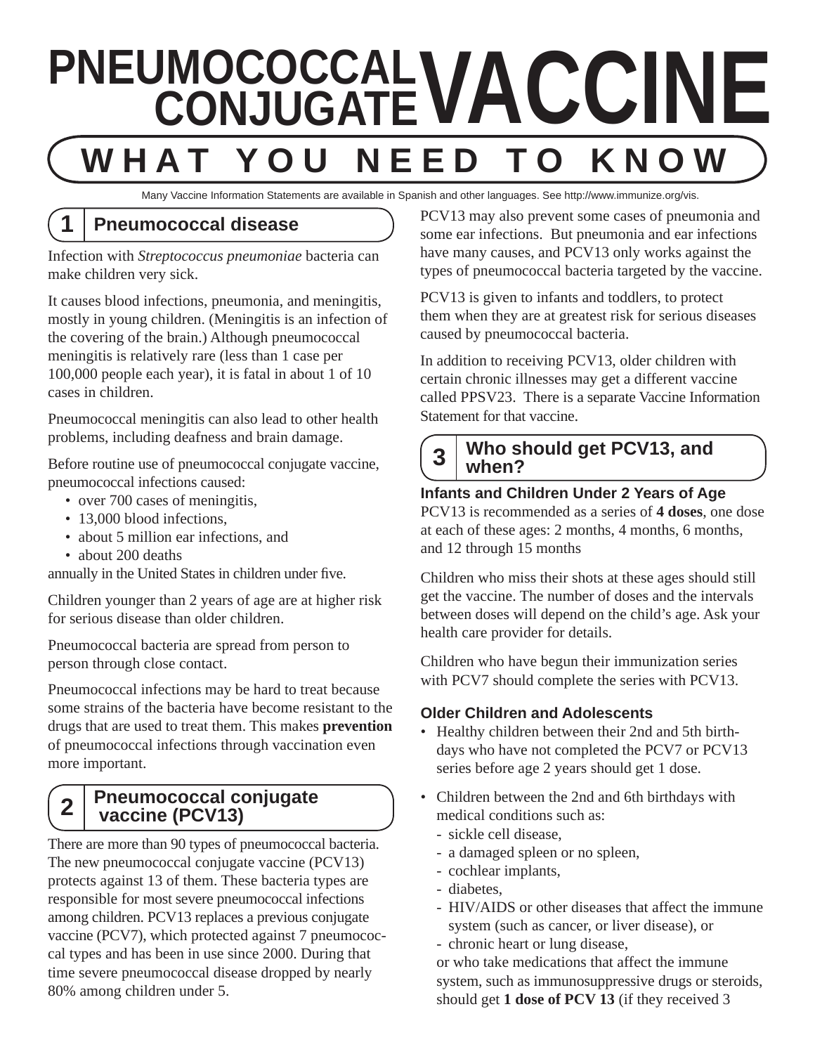# PNEUMOCOCCAL CONJUGATE VACCINE

## WHAT YOU NEED TO KNOW

Many Vaccine Information Statements are available in Spanish and other languages. See http://www.immunize.org/vis.

## 1 Pneumococcal disease

Infection with *Streptococcus pneumoniae* bacteria can make children very sick.

It causes blood infections, pneumonia, and meningitis, mostly in young children. (Meningitis is an infection of the covering of the brain.) Although pneumococcal meningitis is relatively rare (less than 1 case per 100,000 people each year), it is fatal in about 1 of 10 cases in children.

Pneumococcal meningitis can also lead to other health problems, including deafness and brain damage.

Before routine use of pneumococcal conjugate vaccine, pneumococcal infections caused:

- over 700 cases of meningitis,
- 13,000 blood infections,
- about 5 million ear infections, and
- about 200 deaths

annually in the United States in children under five.

Children younger than 2 years of age are at higher risk for serious disease than older children.

Pneumococcal bacteria are spread from person to person through close contact.

Pneumococcal infections may be hard to treat because some strains of the bacteria have become resistant to the drugs that are used to treat them. This makes **prevention** of pneumococcal infections through vaccination even more important.

## 2 Pneumococcal conjugate vaccine (PCV13)

There are more than 90 types of pneumococcal bacteria. The new pneumococcal conjugate vaccine (PCV13) protects against 13 of them. These bacteria types are responsible for most severe pneumococcal infections among children. PCV13 replaces a previous conjugate vaccine (PCV7), which protected against 7 pneumococcal types and has been in use since 2000. During that time severe pneumococcal disease dropped by nearly 80% among children under 5.

PCV13 may also prevent some cases of pneumonia and some ear infections. But pneumonia and ear infections have many causes, and PCV13 only works against the types of pneumococcal bacteria targeted by the vaccine.

PCV13 is given to infants and toddlers, to protect them when they are at greatest risk for serious diseases caused by pneumococcal bacteria.

In addition to receiving PCV13, older children with certain chronic illnesses may get a different vaccine called PPSV23. There is a separate Vaccine Information Statement for that vaccine.

## 3 Who should get PCV13, and when?

### Infants and Children Under 2 Years of Age

PCV13 is recommended as a series of **4 doses**, one dose at each of these ages: 2 months, 4 months, 6 months, and 12 through 15 months

Children who miss their shots at these ages should still get the vaccine. The number of doses and the intervals between doses will depend on the child's age. Ask your health care provider for details.

Children who have begun their immunization series with PCV7 should complete the series with PCV13.

### Older Children and Adolescents

- Healthy children between their 2nd and 5th birthdays who have not completed the PCV7 or PCV13 series before age 2 years should get 1 dose.
- Children between the 2nd and 6th birthdays with medical conditions such as:
  - sickle cell disease,
  - a damaged spleen or no spleen,
  - cochlear implants,
  - diabetes,
  - HIV/AIDS or other diseases that affect the immune system (such as cancer, or liver disease), or
  - chronic heart or lung disease,

  or who take medications that affect the immune system, such as immunosuppressive drugs or steroids, should get **1 dose of PCV 13** (if they received 3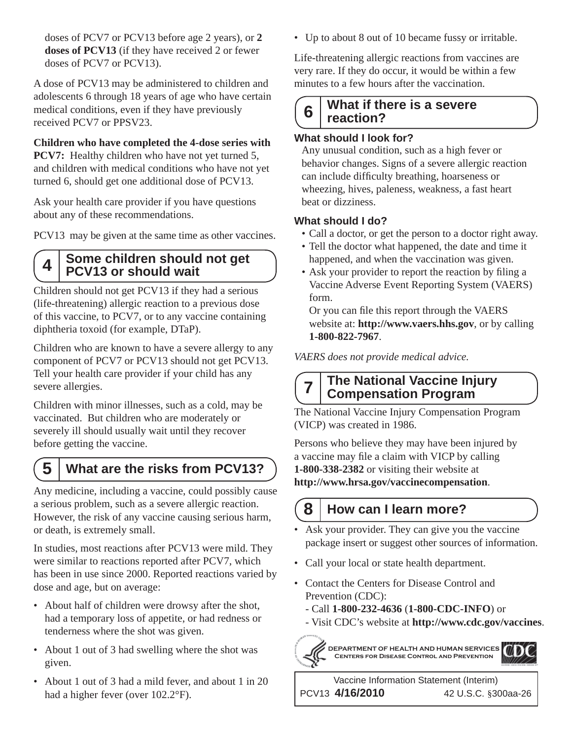doses of PCV7 or PCV13 before age 2 years), or **2 doses of PCV13** (if they have received 2 or fewer doses of PCV7 or PCV13).

A dose of PCV13 may be administered to children and adolescents 6 through 18 years of age who have certain medical conditions, even if they have previously received PCV7 or PPSV23.

**Children who have completed the 4-dose series with PCV7:** Healthy children who have not yet turned 5, and children with medical conditions who have not yet turned 6, should get one additional dose of PCV13.

Ask your health care provider if you have questions about any of these recommendations.

PCV13 may be given at the same time as other vaccines.

## 4 Some children should not get PCV13 or should wait

Children should not get PCV13 if they had a serious (life-threatening) allergic reaction to a previous dose of this vaccine, to PCV7, or to any vaccine containing diphtheria toxoid (for example, DTaP).

Children who are known to have a severe allergy to any component of PCV7 or PCV13 should not get PCV13. Tell your health care provider if your child has any severe allergies.

Children with minor illnesses, such as a cold, may be vaccinated. But children who are moderately or severely ill should usually wait until they recover before getting the vaccine.

## 5 What are the risks from PCV13?

Any medicine, including a vaccine, could possibly cause a serious problem, such as a severe allergic reaction. However, the risk of any vaccine causing serious harm, or death, is extremely small.

In studies, most reactions after PCV13 were mild. They were similar to reactions reported after PCV7, which has been in use since 2000. Reported reactions varied by dose and age, but on average:

- About half of children were drowsy after the shot, had a temporary loss of appetite, or had redness or tenderness where the shot was given.
- About 1 out of 3 had swelling where the shot was given.
- About 1 out of 3 had a mild fever, and about 1 in 20 had a higher fever (over 102.2°F).
- Up to about 8 out of 10 became fussy or irritable.

Life-threatening allergic reactions from vaccines are very rare. If they do occur, it would be within a few minutes to a few hours after the vaccination.

## 6 What if there is a severe reaction?

### What should I look for?

Any unusual condition, such as a high fever or behavior changes. Signs of a severe allergic reaction can include difficulty breathing, hoarseness or wheezing, hives, paleness, weakness, a fast heart beat or dizziness.

### What should I do?

- Call a doctor, or get the person to a doctor right away.
- Tell the doctor what happened, the date and time it happened, and when the vaccination was given.
- Ask your provider to report the reaction by filing a Vaccine Adverse Event Reporting System (VAERS) form.
  Or you can file this report through the VAERS website at: **http://www.vaers.hhs.gov**, or by calling **1-800-822-7967**.

*VAERS does not provide medical advice.*

## 7 The National Vaccine Injury Compensation Program

The National Vaccine Injury Compensation Program (VICP) was created in 1986.

Persons who believe they may have been injured by a vaccine may file a claim with VICP by calling **1-800-338-2382** or visiting their website at **http://www.hrsa.gov/vaccinecompensation**.

## 8 How can I learn more?

- Ask your provider. They can give you the vaccine package insert or suggest other sources of information.
- Call your local or state health department.
- Contact the Centers for Disease Control and Prevention (CDC):
  - Call **1-800-232-4636** (**1-800-CDC-INFO**) or
  - Visit CDC's website at **http://www.cdc.gov/vaccines**.

DEPARTMENT OF HEALTH AND HUMAN SERVICES
Centers for Disease Control and Prevention

Vaccine Information Statement (Interim)
PCV13 **4/16/2010** 42 U.S.C. §300aa-26